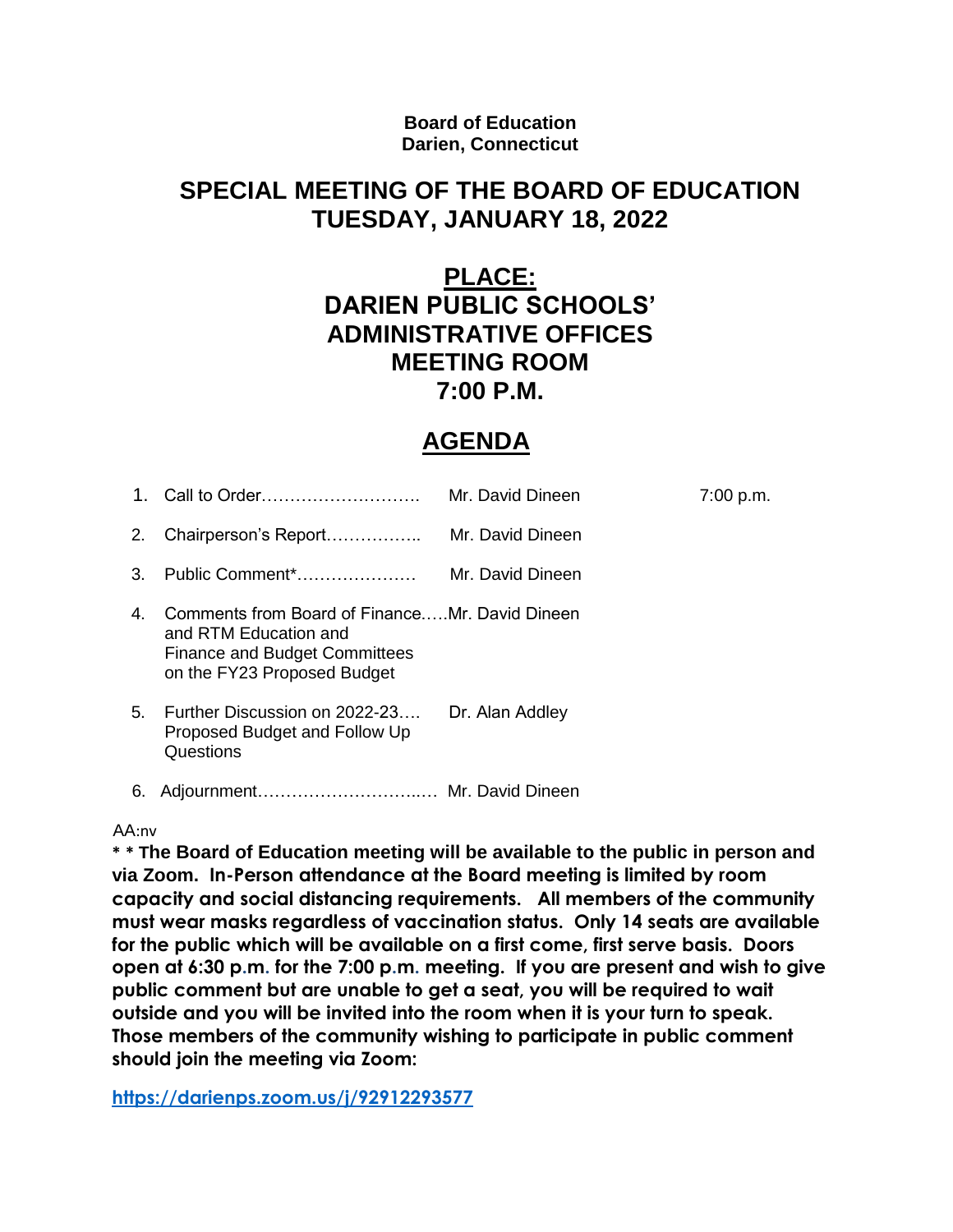**Board of Education**
**Darien, Connecticut**

# SPECIAL MEETING OF THE BOARD OF EDUCATION
# TUESDAY, JANUARY 18, 2022

## PLACE:
## DARIEN PUBLIC SCHOOLS' ADMINISTRATIVE OFFICES MEETING ROOM 7:00 P.M.

## AGENDA

1. Call to Order………………………. Mr. David Dineen 7:00 p.m.
2. Chairperson's Report…………….. Mr. David Dineen
3. Public Comment*………………… Mr. David Dineen
4. Comments from Board of Finance…..Mr. David Dineen and RTM Education and Finance and Budget Committees on the FY23 Proposed Budget
5. Further Discussion on 2022-23…. Dr. Alan Addley Proposed Budget and Follow Up Questions
6. Adjournment…………………………… Mr. David Dineen

AA:nv

**\* \* The Board of Education meeting will be available to the public in person and via Zoom. In-Person attendance at the Board meeting is limited by room capacity and social distancing requirements. All members of the community must wear masks regardless of vaccination status. Only 14 seats are available for the public which will be available on a first come, first serve basis. Doors open at 6:30 p.m. for the 7:00 p.m. meeting. If you are present and wish to give public comment but are unable to get a seat, you will be required to wait outside and you will be invited into the room when it is your turn to speak. Those members of the community wishing to participate in public comment should join the meeting via Zoom:**

https://darienps.zoom.us/j/92912293577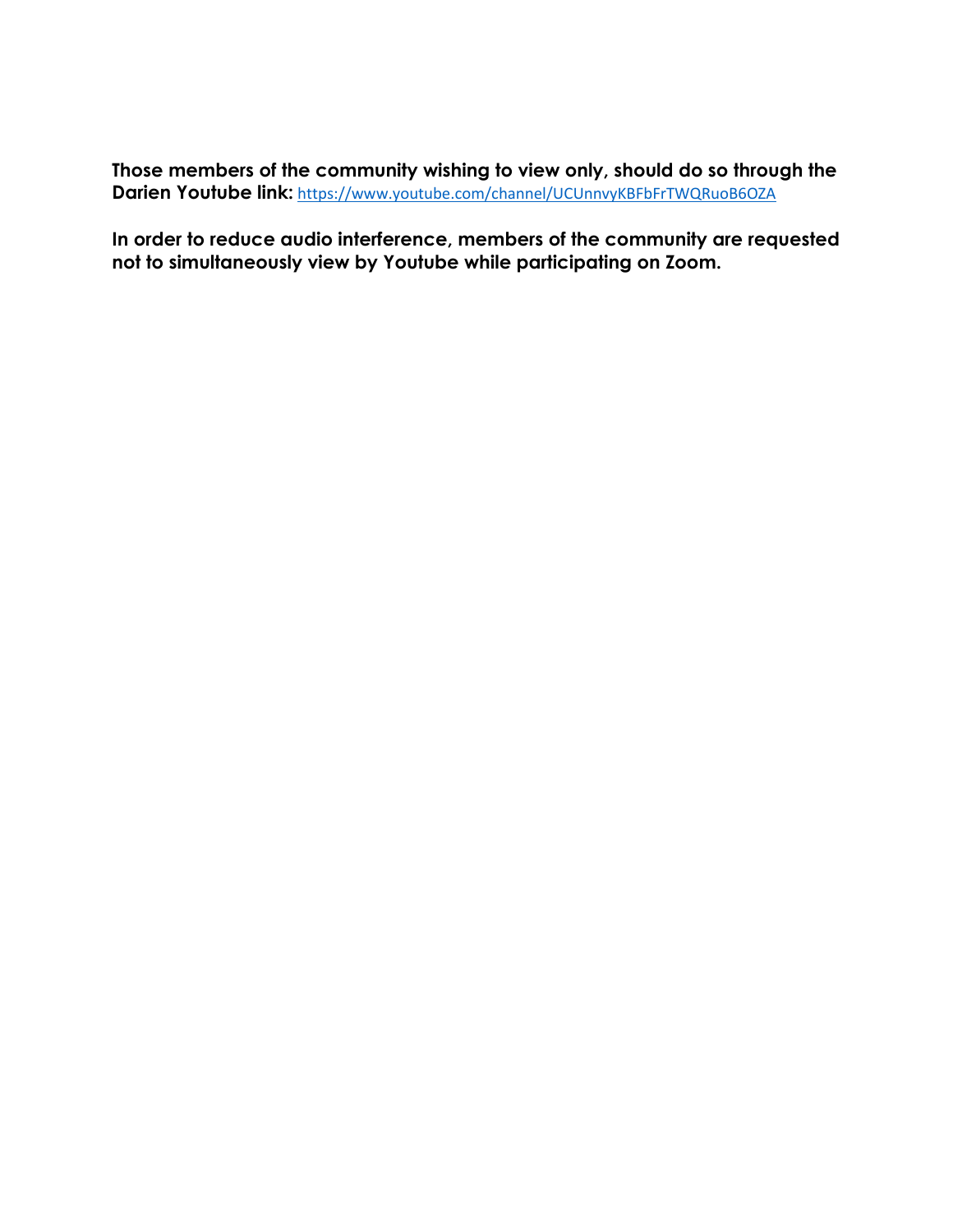**Those members of the community wishing to view only, should do so through the Darien Youtube link:** https://www.youtube.com/channel/UCUnnvyKBFbFrTWQRuoB6OZA

**In order to reduce audio interference, members of the community are requested not to simultaneously view by Youtube while participating on Zoom.**